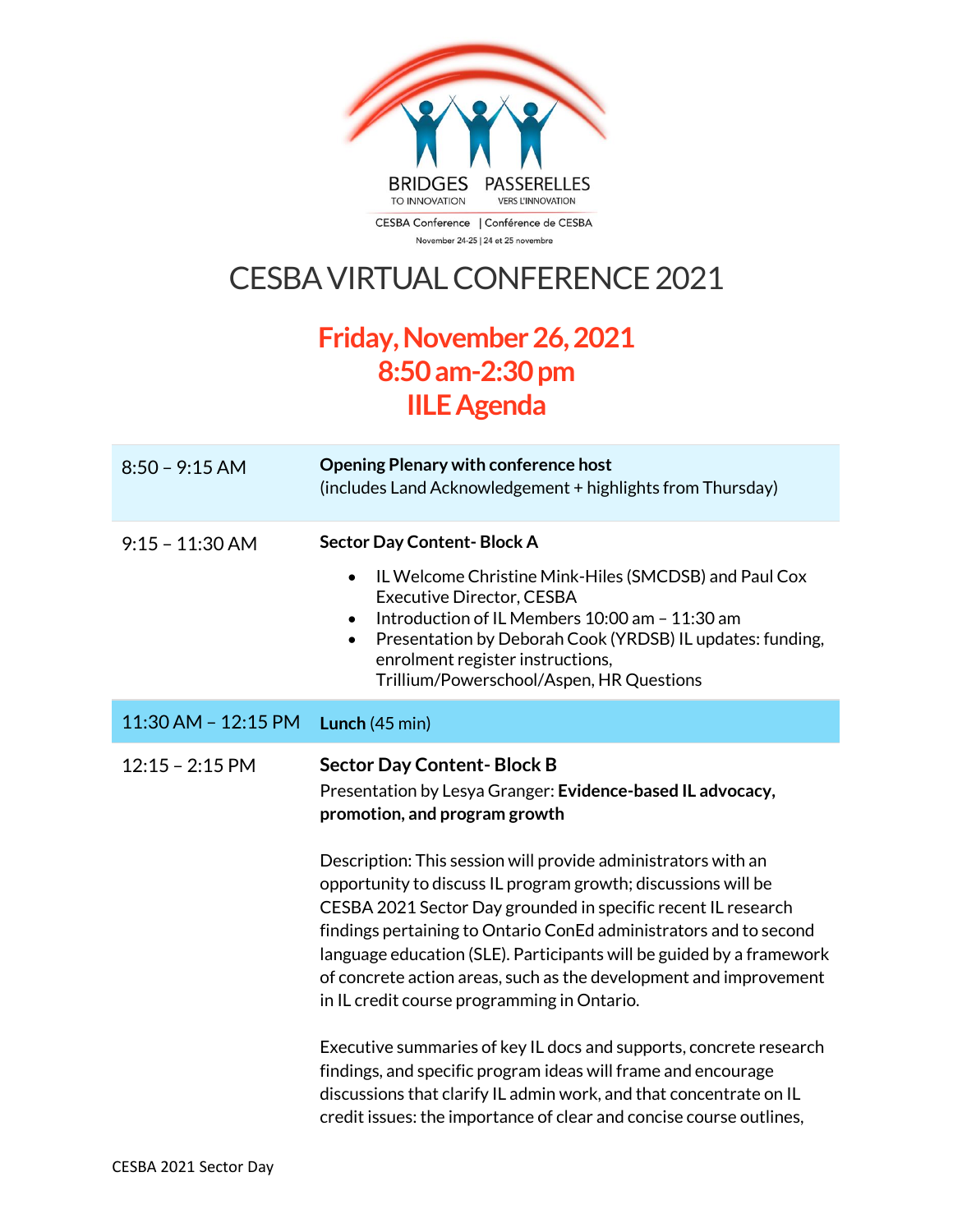BRIDGES TO INNOVATION | PASSERELLES VERS L'INNOVATION

CESBA Conference | Conférence de CESBA

November 24-25 | 24 et 25 novembre

# CESBA VIRTUAL CONFERENCE 2021

## Friday, November 26, 2021
## 8:50 am-2:30 pm
## IILE Agenda

| Time | Session |
|---|---|
| 8:50 – 9:15 AM | **Opening Plenary with conference host**<br>(includes Land Acknowledgement + highlights from Thursday) |
| 9:15 – 11:30 AM | **Sector Day Content- Block A**<br>• IL Welcome Christine Mink-Hiles (SMCDSB) and Paul Cox Executive Director, CESBA<br>• Introduction of IL Members 10:00 am – 11:30 am<br>• Presentation by Deborah Cook (YRDSB) IL updates: funding, enrolment register instructions, Trillium/Powerschool/Aspen, HR Questions |
| 11:30 AM – 12:15 PM | **Lunch** (45 min) |
| 12:15 – 2:15 PM | **Sector Day Content- Block B**<br>Presentation by Lesya Granger: **Evidence-based IL advocacy, promotion, and program growth**<br><br>Description: This session will provide administrators with an opportunity to discuss IL program growth; discussions will be CESBA 2021 Sector Day grounded in specific recent IL research findings pertaining to Ontario ConEd administrators and to second language education (SLE). Participants will be guided by a framework of concrete action areas, such as the development and improvement in IL credit course programming in Ontario.<br><br>Executive summaries of key IL docs and supports, concrete research findings, and specific program ideas will frame and encourage discussions that clarify IL admin work, and that concentrate on IL credit issues: the importance of clear and concise course outlines, |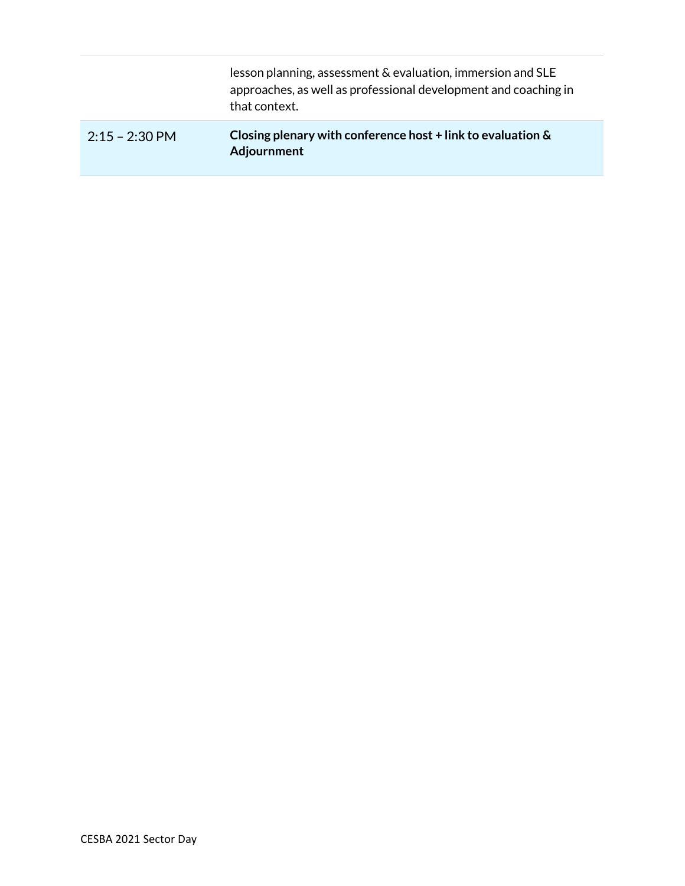| | |
|---|---|
| | lesson planning, assessment & evaluation, immersion and SLE approaches, as well as professional development and coaching in that context. |
| 2:15 – 2:30 PM | **Closing plenary with conference host + link to evaluation & Adjournment** |